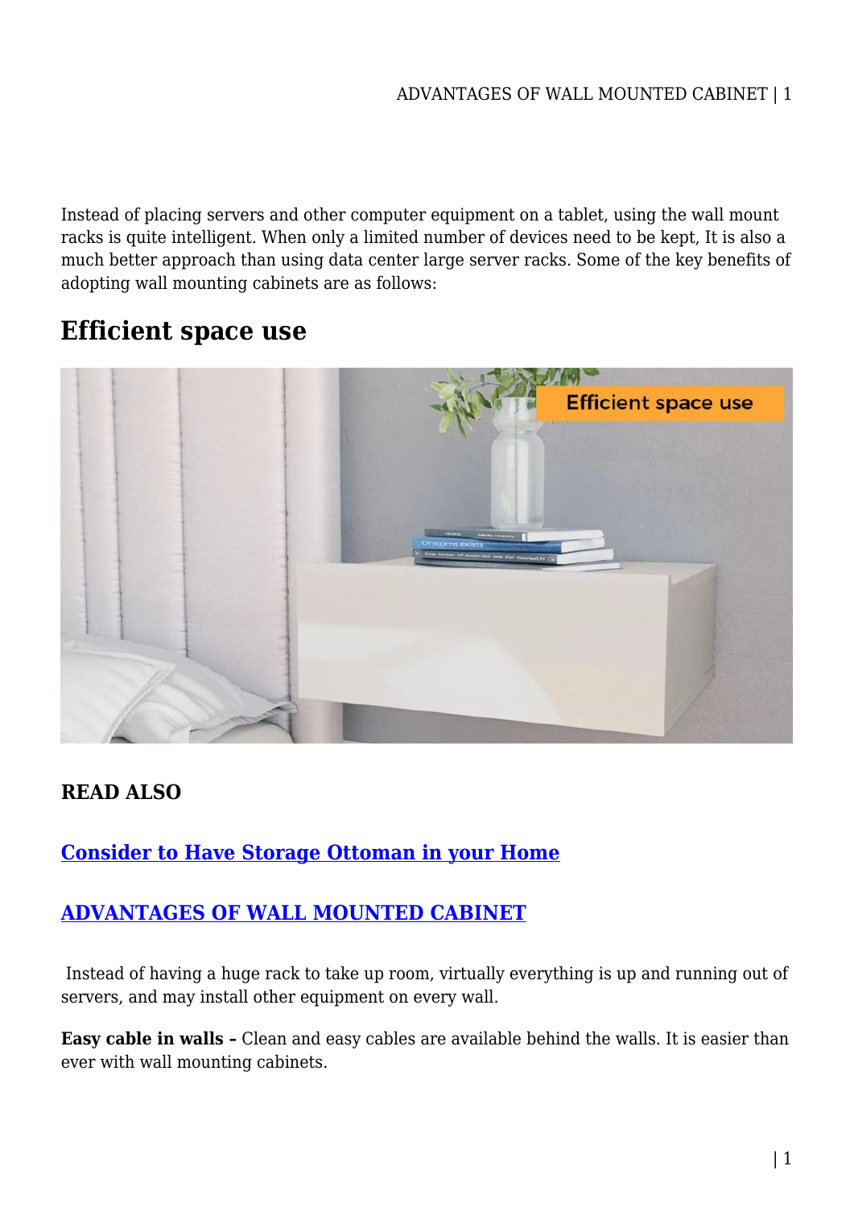Instead of placing servers and other computer equipment on a tablet, using the wall mount racks is quite intelligent. When only a limited number of devices need to be kept, It is also a much better approach than using data center large server racks. Some of the key benefits of adopting wall mounting cabinets are as follows:

## Efficient space use

**READ ALSO**

**[Consider to Have Storage Ottoman in your Home]()**

**[ADVANTAGES OF WALL MOUNTED CABINET]()**

Instead of having a huge rack to take up room, virtually everything is up and running out of servers, and may install other equipment on every wall.

**Easy cable in walls –** Clean and easy cables are available behind the walls. It is easier than ever with wall mounting cabinets.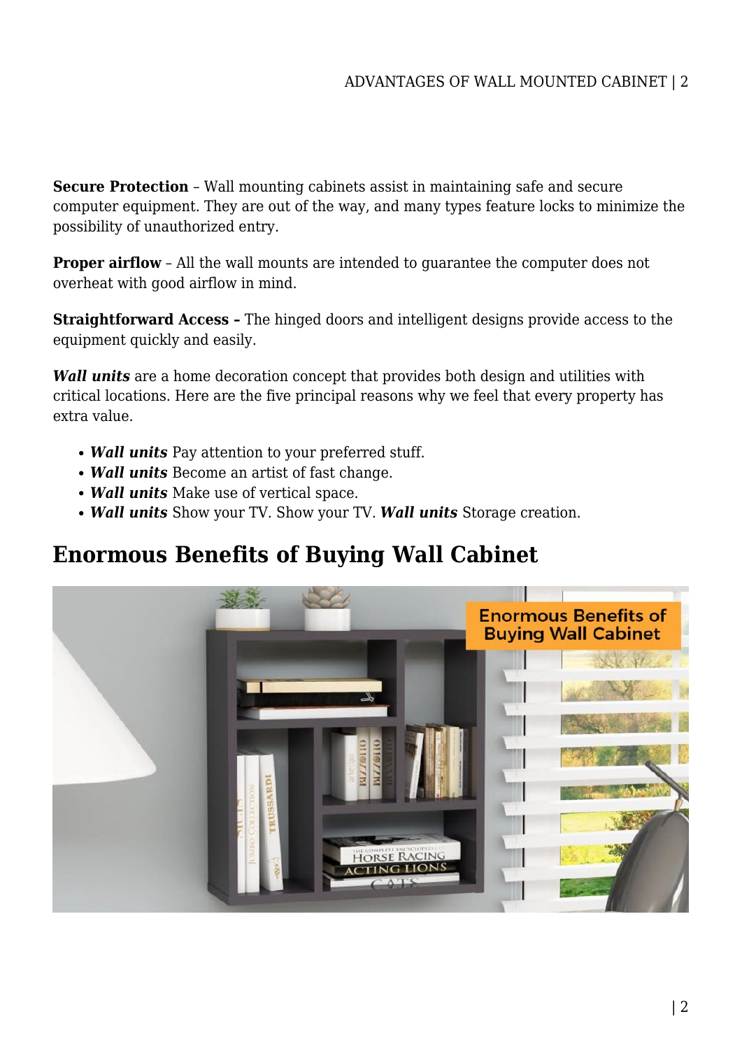**Secure Protection** – Wall mounting cabinets assist in maintaining safe and secure computer equipment. They are out of the way, and many types feature locks to minimize the possibility of unauthorized entry.

**Proper airflow** – All the wall mounts are intended to guarantee the computer does not overheat with good airflow in mind.

**Straightforward Access –** The hinged doors and intelligent designs provide access to the equipment quickly and easily.

***Wall units*** are a home decoration concept that provides both design and utilities with critical locations. Here are the five principal reasons why we feel that every property has extra value.

- ***Wall units*** Pay attention to your preferred stuff.
- ***Wall units*** Become an artist of fast change.
- ***Wall units*** Make use of vertical space.
- ***Wall units*** Show your TV. Show your TV. ***Wall units*** Storage creation.

## Enormous Benefits of Buying Wall Cabinet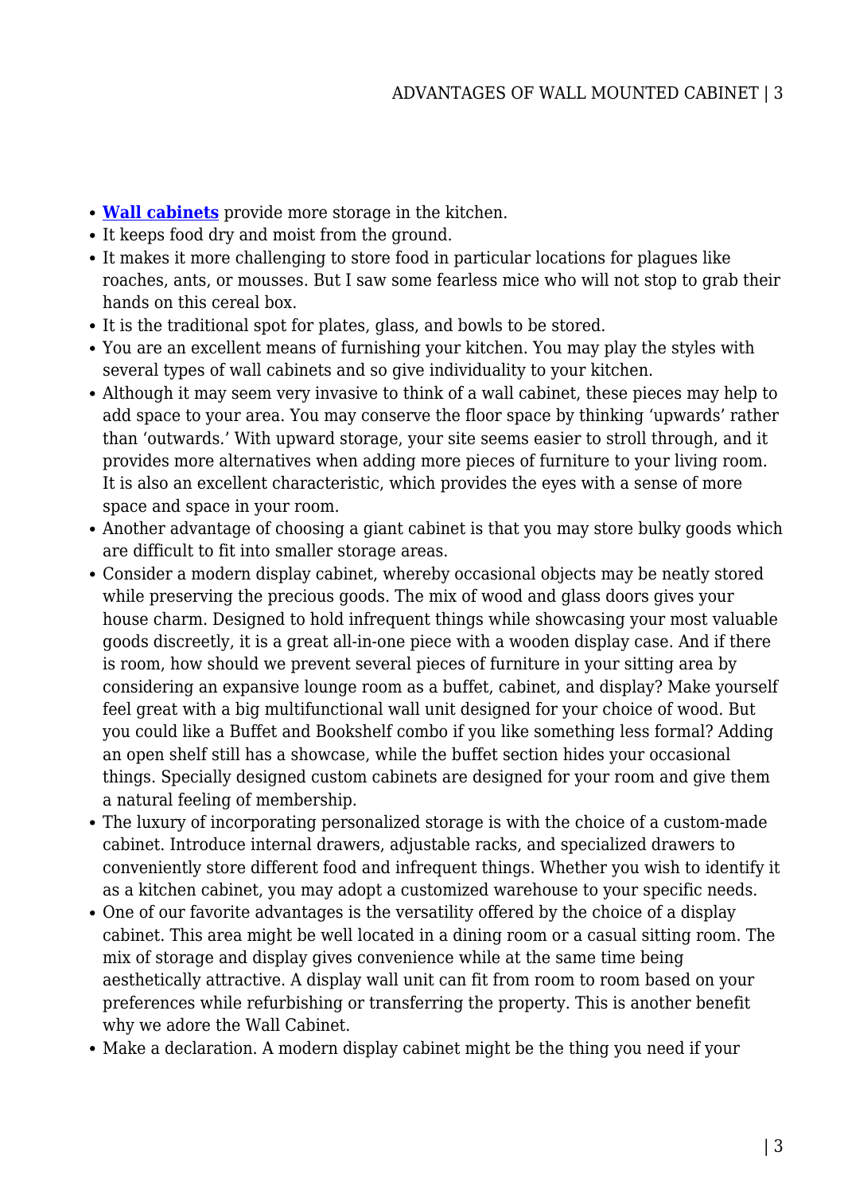- **Wall cabinets** provide more storage in the kitchen.
- It keeps food dry and moist from the ground.
- It makes it more challenging to store food in particular locations for plagues like roaches, ants, or mousses. But I saw some fearless mice who will not stop to grab their hands on this cereal box.
- It is the traditional spot for plates, glass, and bowls to be stored.
- You are an excellent means of furnishing your kitchen. You may play the styles with several types of wall cabinets and so give individuality to your kitchen.
- Although it may seem very invasive to think of a wall cabinet, these pieces may help to add space to your area. You may conserve the floor space by thinking 'upwards' rather than 'outwards.' With upward storage, your site seems easier to stroll through, and it provides more alternatives when adding more pieces of furniture to your living room. It is also an excellent characteristic, which provides the eyes with a sense of more space and space in your room.
- Another advantage of choosing a giant cabinet is that you may store bulky goods which are difficult to fit into smaller storage areas.
- Consider a modern display cabinet, whereby occasional objects may be neatly stored while preserving the precious goods. The mix of wood and glass doors gives your house charm. Designed to hold infrequent things while showcasing your most valuable goods discreetly, it is a great all-in-one piece with a wooden display case. And if there is room, how should we prevent several pieces of furniture in your sitting area by considering an expansive lounge room as a buffet, cabinet, and display? Make yourself feel great with a big multifunctional wall unit designed for your choice of wood. But you could like a Buffet and Bookshelf combo if you like something less formal? Adding an open shelf still has a showcase, while the buffet section hides your occasional things. Specially designed custom cabinets are designed for your room and give them a natural feeling of membership.
- The luxury of incorporating personalized storage is with the choice of a custom-made cabinet. Introduce internal drawers, adjustable racks, and specialized drawers to conveniently store different food and infrequent things. Whether you wish to identify it as a kitchen cabinet, you may adopt a customized warehouse to your specific needs.
- One of our favorite advantages is the versatility offered by the choice of a display cabinet. This area might be well located in a dining room or a casual sitting room. The mix of storage and display gives convenience while at the same time being aesthetically attractive. A display wall unit can fit from room to room based on your preferences while refurbishing or transferring the property. This is another benefit why we adore the Wall Cabinet.
- Make a declaration. A modern display cabinet might be the thing you need if your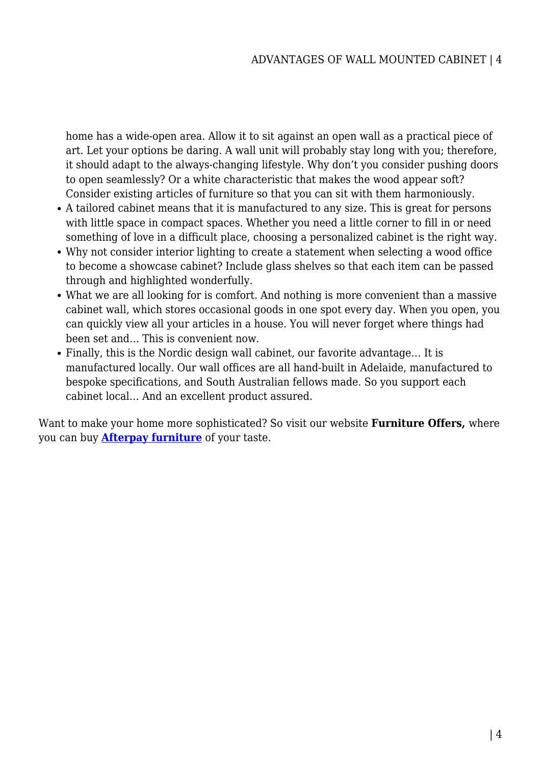home has a wide-open area. Allow it to sit against an open wall as a practical piece of art. Let your options be daring. A wall unit will probably stay long with you; therefore, it should adapt to the always-changing lifestyle. Why don't you consider pushing doors to open seamlessly? Or a white characteristic that makes the wood appear soft? Consider existing articles of furniture so that you can sit with them harmoniously.

- A tailored cabinet means that it is manufactured to any size. This is great for persons with little space in compact spaces. Whether you need a little corner to fill in or need something of love in a difficult place, choosing a personalized cabinet is the right way.
- Why not consider interior lighting to create a statement when selecting a wood office to become a showcase cabinet? Include glass shelves so that each item can be passed through and highlighted wonderfully.
- What we are all looking for is comfort. And nothing is more convenient than a massive cabinet wall, which stores occasional goods in one spot every day. When you open, you can quickly view all your articles in a house. You will never forget where things had been set and… This is convenient now.
- Finally, this is the Nordic design wall cabinet, our favorite advantage… It is manufactured locally. Our wall offices are all hand-built in Adelaide, manufactured to bespoke specifications, and South Australian fellows made. So you support each cabinet local… And an excellent product assured.

Want to make your home more sophisticated? So visit our website **Furniture Offers,** where you can buy **Afterpay furniture** of your taste.